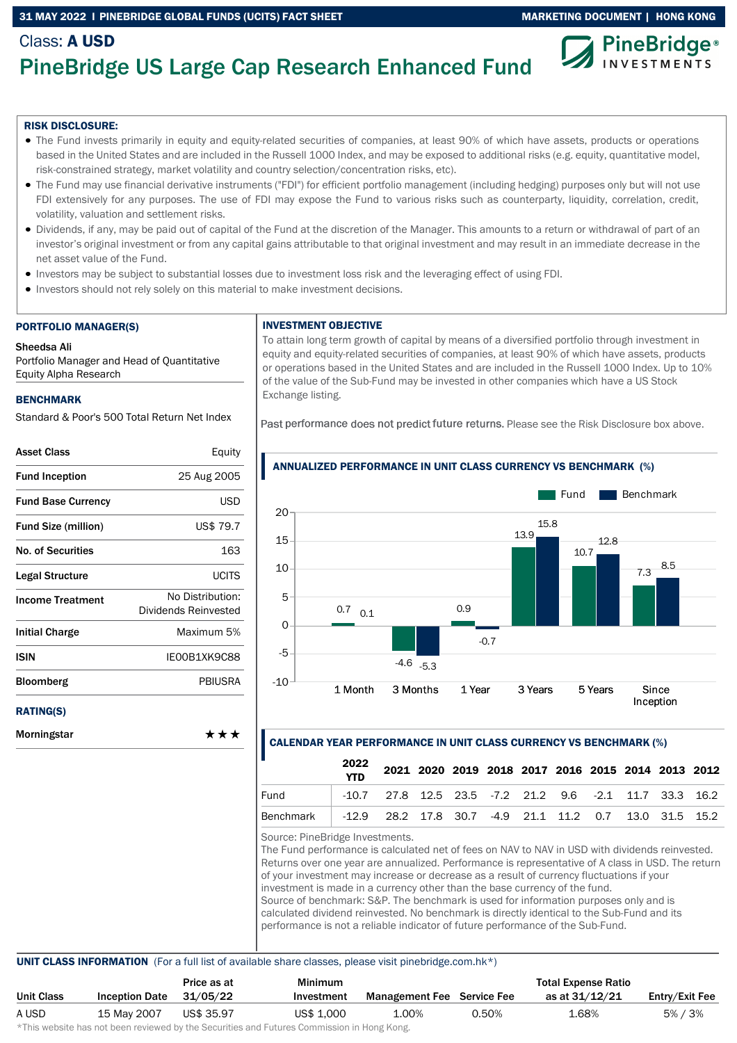31 MAY 2022 | PINEBRIDGE GLOBAL FUNDS (UCITS) FACT SHEET — MARKETING DOCUMENT | HONG KONG

Class: **A USD**

# PineBridge US Large Cap Research Enhanced Fund

PineBridge® INVESTMENTS

**RISK DISCLOSURE:**

- The Fund invests primarily in equity and equity-related securities of companies, at least 90% of which have assets, products or operations based in the United States and are included in the Russell 1000 Index, and may be exposed to additional risks (e.g. equity, quantitative model, risk-constrained strategy, market volatility and country selection/concentration risks, etc).
- The Fund may use financial derivative instruments ("FDI") for efficient portfolio management (including hedging) purposes only but will not use FDI extensively for any purposes. The use of FDI may expose the Fund to various risks such as counterparty, liquidity, correlation, credit, volatility, valuation and settlement risks.
- Dividends, if any, may be paid out of capital of the Fund at the discretion of the Manager. This amounts to a return or withdrawal of part of an investor's original investment or from any capital gains attributable to that original investment and may result in an immediate decrease in the net asset value of the Fund.
- Investors may be subject to substantial losses due to investment loss risk and the leveraging effect of using FDI.
- Investors should not rely solely on this material to make investment decisions.

## PORTFOLIO MANAGER(S)

**Sheedsa Ali**
Portfolio Manager and Head of Quantitative Equity Alpha Research

## BENCHMARK

Standard & Poor's 500 Total Return Net Index

| | |
|---|---|
| **Asset Class** | Equity |
| **Fund Inception** | 25 Aug 2005 |
| **Fund Base Currency** | USD |
| **Fund Size (million)** | US$ 79.7 |
| **No. of Securities** | 163 |
| **Legal Structure** | UCITS |
| **Income Treatment** | No Distribution: Dividends Reinvested |
| **Initial Charge** | Maximum 5% |
| **ISIN** | IE00B1XK9C88 |
| **Bloomberg** | PBIUSRA |

## RATING(S)

| | |
|---|---|
| **Morningstar** | ★★★ |

## INVESTMENT OBJECTIVE

To attain long term growth of capital by means of a diversified portfolio through investment in equity and equity-related securities of companies, at least 90% of which have assets, products or operations based in the United States and are included in the Russell 1000 Index. Up to 10% of the value of the Sub-Fund may be invested in other companies which have a US Stock Exchange listing.

Past performance does not predict future returns. Please see the Risk Disclosure box above.

## ANNUALIZED PERFORMANCE IN UNIT CLASS CURRENCY VS BENCHMARK (%)

| | 1 Month | 3 Months | 1 Year | 3 Years | 5 Years | Since Inception |
|---|---|---|---|---|---|---|
| Fund | 0.7 | -4.6 | 0.9 | 13.9 | 10.7 | 7.3 |
| Benchmark | 0.1 | -5.3 | -0.7 | 15.8 | 12.8 | 8.5 |

## CALENDAR YEAR PERFORMANCE IN UNIT CLASS CURRENCY VS BENCHMARK (%)

| | 2022 YTD | 2021 | 2020 | 2019 | 2018 | 2017 | 2016 | 2015 | 2014 | 2013 | 2012 |
|---|---|---|---|---|---|---|---|---|---|---|---|
| Fund | -10.7 | 27.8 | 12.5 | 23.5 | -7.2 | 21.2 | 9.6 | -2.1 | 11.7 | 33.3 | 16.2 |
| Benchmark | -12.9 | 28.2 | 17.8 | 30.7 | -4.9 | 21.1 | 11.2 | 0.7 | 13.0 | 31.5 | 15.2 |

Source: PineBridge Investments.
The Fund performance is calculated net of fees on NAV to NAV in USD with dividends reinvested. Returns over one year are annualized. Performance is representative of A class in USD. The return of your investment may increase or decrease as a result of currency fluctuations if your investment is made in a currency other than the base currency of the fund.
Source of benchmark: S&P. The benchmark is used for information purposes only and is calculated dividend reinvested. No benchmark is directly identical to the Sub-Fund and its performance is not a reliable indicator of future performance of the Sub-Fund.

## UNIT CLASS INFORMATION

(For a full list of available share classes, please visit pinebridge.com.hk*)

| Unit Class | Inception Date | Price as at 31/05/22 | Minimum Investment | Management Fee | Service Fee | Total Expense Ratio as at 31/12/21 | Entry/Exit Fee |
|---|---|---|---|---|---|---|---|
| A USD | 15 May 2007 | US$ 35.97 | US$ 1,000 | 1.00% | 0.50% | 1.68% | 5% / 3% |

*This website has not been reviewed by the Securities and Futures Commission in Hong Kong.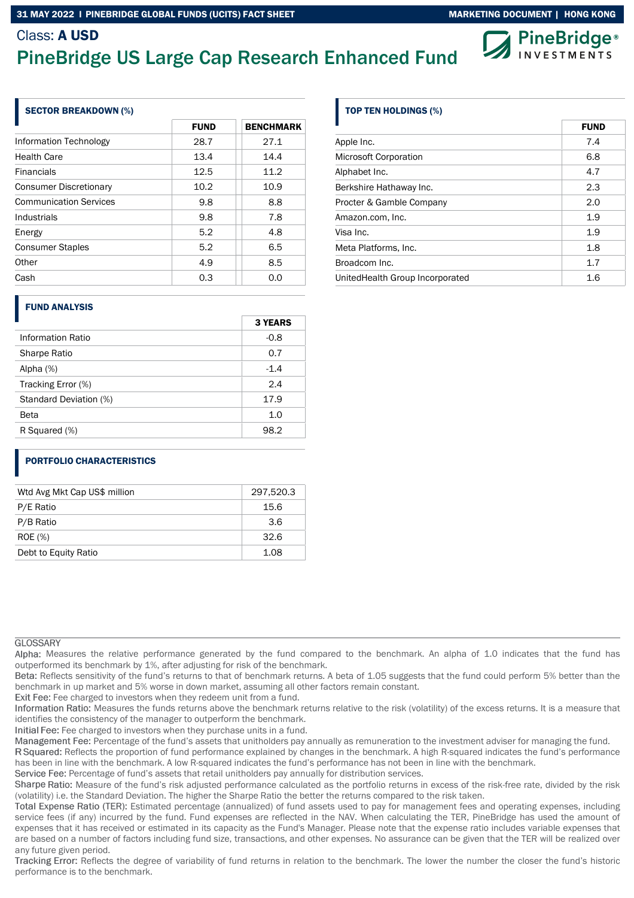Class: **A USD**

# PineBridge US Large Cap Research Enhanced Fund

## SECTOR BREAKDOWN (%)

| | FUND | BENCHMARK |
|---|---|---|
| Information Technology | 28.7 | 27.1 |
| Health Care | 13.4 | 14.4 |
| Financials | 12.5 | 11.2 |
| Consumer Discretionary | 10.2 | 10.9 |
| Communication Services | 9.8 | 8.8 |
| Industrials | 9.8 | 7.8 |
| Energy | 5.2 | 4.8 |
| Consumer Staples | 5.2 | 6.5 |
| Other | 4.9 | 8.5 |
| Cash | 0.3 | 0.0 |

## TOP TEN HOLDINGS (%)

| | FUND |
|---|---|
| Apple Inc. | 7.4 |
| Microsoft Corporation | 6.8 |
| Alphabet Inc. | 4.7 |
| Berkshire Hathaway Inc. | 2.3 |
| Procter & Gamble Company | 2.0 |
| Amazon.com, Inc. | 1.9 |
| Visa Inc. | 1.9 |
| Meta Platforms, Inc. | 1.8 |
| Broadcom Inc. | 1.7 |
| UnitedHealth Group Incorporated | 1.6 |

## FUND ANALYSIS

| | 3 YEARS |
|---|---|
| Information Ratio | -0.8 |
| Sharpe Ratio | 0.7 |
| Alpha (%) | -1.4 |
| Tracking Error (%) | 2.4 |
| Standard Deviation (%) | 17.9 |
| Beta | 1.0 |
| R Squared (%) | 98.2 |

## PORTFOLIO CHARACTERISTICS

| | |
|---|---|
| Wtd Avg Mkt Cap US$ million | 297,520.3 |
| P/E Ratio | 15.6 |
| P/B Ratio | 3.6 |
| ROE (%) | 32.6 |
| Debt to Equity Ratio | 1.08 |

## GLOSSARY

Alpha: Measures the relative performance generated by the fund compared to the benchmark. An alpha of 1.0 indicates that the fund has outperformed its benchmark by 1%, after adjusting for risk of the benchmark.

Beta: Reflects sensitivity of the fund's returns to that of benchmark returns. A beta of 1.05 suggests that the fund could perform 5% better than the benchmark in up market and 5% worse in down market, assuming all other factors remain constant.

Exit Fee: Fee charged to investors when they redeem unit from a fund.

Information Ratio: Measures the funds returns above the benchmark returns relative to the risk (volatility) of the excess returns. It is a measure that identifies the consistency of the manager to outperform the benchmark.

Initial Fee: Fee charged to investors when they purchase units in a fund.

Management Fee: Percentage of the fund's assets that unitholders pay annually as remuneration to the investment adviser for managing the fund.

R Squared: Reflects the proportion of fund performance explained by changes in the benchmark. A high R-squared indicates the fund's performance has been in line with the benchmark. A low R-squared indicates the fund's performance has not been in line with the benchmark.

Service Fee: Percentage of fund's assets that retail unitholders pay annually for distribution services.

Sharpe Ratio: Measure of the fund's risk adjusted performance calculated as the portfolio returns in excess of the risk-free rate, divided by the risk (volatility) i.e. the Standard Deviation. The higher the Sharpe Ratio the better the returns compared to the risk taken.

Total Expense Ratio (TER): Estimated percentage (annualized) of fund assets used to pay for management fees and operating expenses, including service fees (if any) incurred by the fund. Fund expenses are reflected in the NAV. When calculating the TER, PineBridge has used the amount of expenses that it has received or estimated in its capacity as the Fund's Manager. Please note that the expense ratio includes variable expenses that are based on a number of factors including fund size, transactions, and other expenses. No assurance can be given that the TER will be realized over any future given period.

Tracking Error: Reflects the degree of variability of fund returns in relation to the benchmark. The lower the number the closer the fund's historic performance is to the benchmark.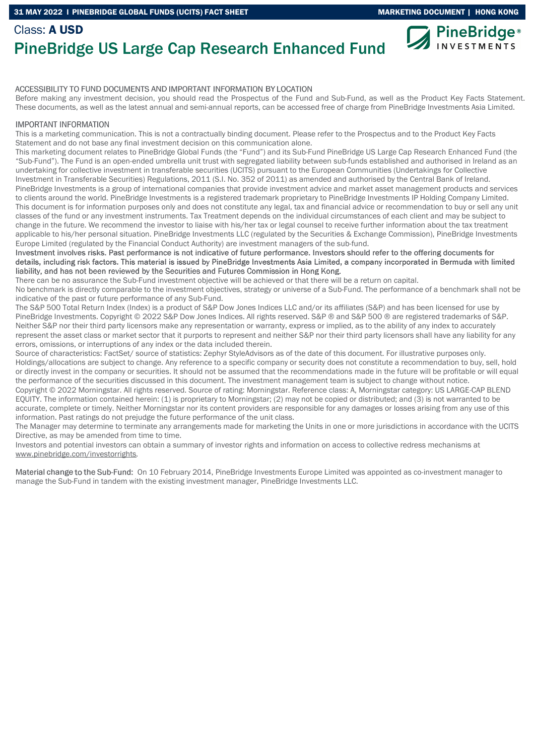Class: **A USD**

# PineBridge US Large Cap Research Enhanced Fund

## ACCESSIBILITY TO FUND DOCUMENTS AND IMPORTANT INFORMATION BY LOCATION

Before making any investment decision, you should read the Prospectus of the Fund and Sub-Fund, as well as the Product Key Facts Statement. These documents, as well as the latest annual and semi-annual reports, can be accessed free of charge from PineBridge Investments Asia Limited.

## IMPORTANT INFORMATION

This is a marketing communication. This is not a contractually binding document. Please refer to the Prospectus and to the Product Key Facts Statement and do not base any final investment decision on this communication alone.

This marketing document relates to PineBridge Global Funds (the "Fund") and its Sub-Fund PineBridge US Large Cap Research Enhanced Fund (the "Sub-Fund"). The Fund is an open-ended umbrella unit trust with segregated liability between sub-funds established and authorised in Ireland as an undertaking for collective investment in transferable securities (UCITS) pursuant to the European Communities (Undertakings for Collective Investment in Transferable Securities) Regulations, 2011 (S.I. No. 352 of 2011) as amended and authorised by the Central Bank of Ireland.

PineBridge Investments is a group of international companies that provide investment advice and market asset management products and services to clients around the world. PineBridge Investments is a registered trademark proprietary to PineBridge Investments IP Holding Company Limited.

This document is for information purposes only and does not constitute any legal, tax and financial advice or recommendation to buy or sell any unit classes of the fund or any investment instruments. Tax Treatment depends on the individual circumstances of each client and may be subject to change in the future. We recommend the investor to liaise with his/her tax or legal counsel to receive further information about the tax treatment applicable to his/her personal situation. PineBridge Investments LLC (regulated by the Securities & Exchange Commission), PineBridge Investments Europe Limited (regulated by the Financial Conduct Authority) are investment managers of the sub-fund.

**Investment involves risks. Past performance is not indicative of future performance. Investors should refer to the offering documents for details, including risk factors. This material is issued by PineBridge Investments Asia Limited, a company incorporated in Bermuda with limited liability, and has not been reviewed by the Securities and Futures Commission in Hong Kong.**

There can be no assurance the Sub-Fund investment objective will be achieved or that there will be a return on capital.

No benchmark is directly comparable to the investment objectives, strategy or universe of a Sub-Fund. The performance of a benchmark shall not be indicative of the past or future performance of any Sub-Fund.

The S&P 500 Total Return Index (Index) is a product of S&P Dow Jones Indices LLC and/or its affiliates (S&P) and has been licensed for use by PineBridge Investments. Copyright © 2022 S&P Dow Jones Indices. All rights reserved. S&P ® and S&P 500 ® are registered trademarks of S&P. Neither S&P nor their third party licensors make any representation or warranty, express or implied, as to the ability of any index to accurately represent the asset class or market sector that it purports to represent and neither S&P nor their third party licensors shall have any liability for any errors, omissions, or interruptions of any index or the data included therein.

Source of characteristics: FactSet/ source of statistics: Zephyr StyleAdvisors as of the date of this document. For illustrative purposes only. Holdings/allocations are subject to change. Any reference to a specific company or security does not constitute a recommendation to buy, sell, hold or directly invest in the company or securities. It should not be assumed that the recommendations made in the future will be profitable or will equal the performance of the securities discussed in this document. The investment management team is subject to change without notice.

Copyright © 2022 Morningstar. All rights reserved. Source of rating: Morningstar. Reference class: A, Morningstar category: US LARGE-CAP BLEND EQUITY. The information contained herein: (1) is proprietary to Morningstar; (2) may not be copied or distributed; and (3) is not warranted to be accurate, complete or timely. Neither Morningstar nor its content providers are responsible for any damages or losses arising from any use of this information. Past ratings do not prejudge the future performance of the unit class.

The Manager may determine to terminate any arrangements made for marketing the Units in one or more jurisdictions in accordance with the UCITS Directive, as may be amended from time to time.

Investors and potential investors can obtain a summary of investor rights and information on access to collective redress mechanisms at www.pinebridge.com/investorrights.

Material change to the Sub-Fund: On 10 February 2014, PineBridge Investments Europe Limited was appointed as co-investment manager to manage the Sub-Fund in tandem with the existing investment manager, PineBridge Investments LLC.